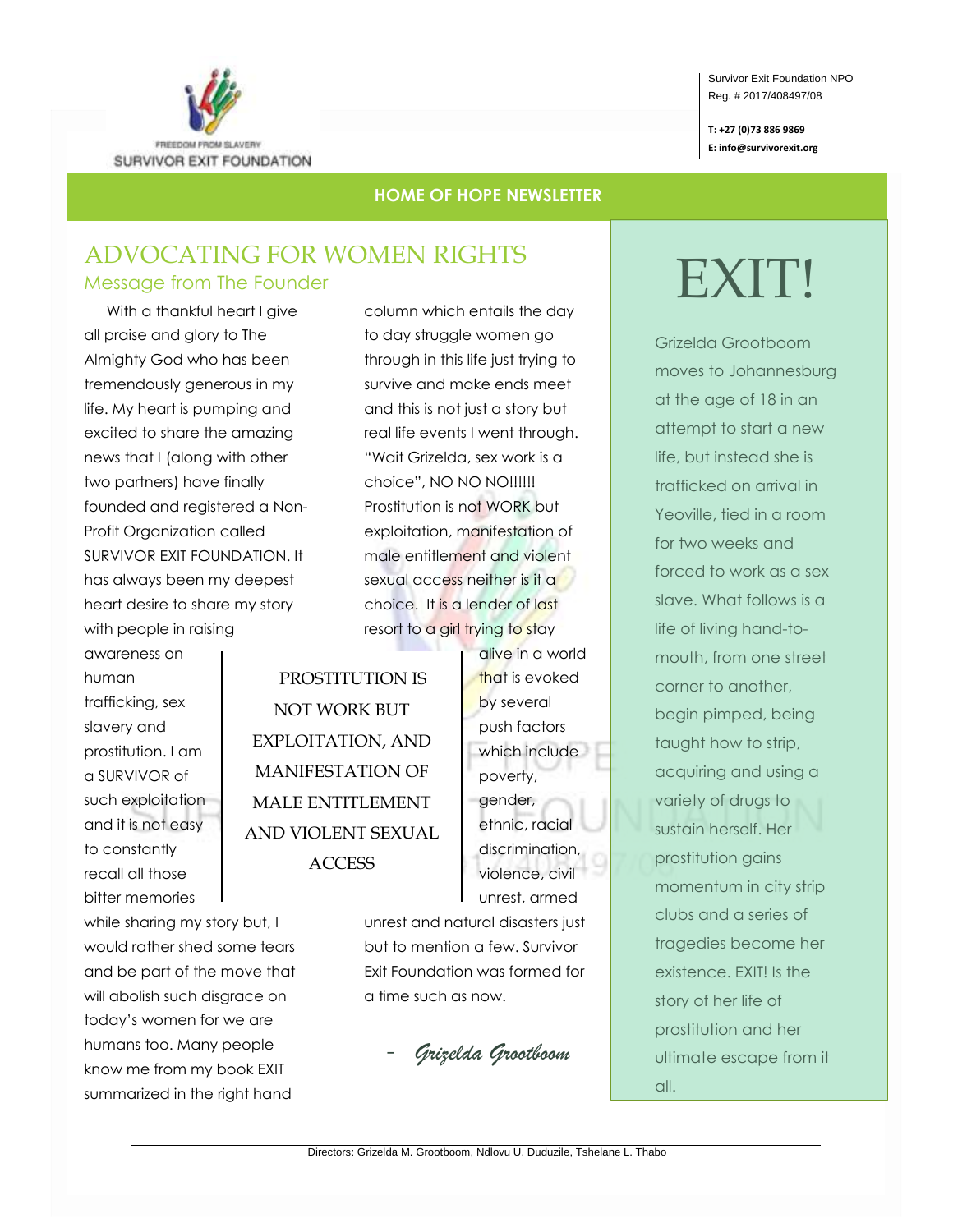FREEDOM FROM SLAVERY
SURVIVOR EXIT FOUNDATION

Survivor Exit Foundation NPO
Reg. # 2017/408497/08

**T: +27 (0)73 886 9869**
**E: info@survivorexit.org**

**HOME OF HOPE NEWSLETTER**

# ADVOCATING FOR WOMEN RIGHTS

## Message from The Founder

With a thankful heart I give all praise and glory to The Almighty God who has been tremendously generous in my life. My heart is pumping and excited to share the amazing news that I (along with other two partners) have finally founded and registered a Non-Profit Organization called SURVIVOR EXIT FOUNDATION. It has always been my deepest heart desire to share my story with people in raising awareness on human trafficking, sex slavery and prostitution. I am a SURVIVOR of such exploitation and it is not easy to constantly recall all those bitter memories while sharing my story but, I would rather shed some tears and be part of the move that will abolish such disgrace on today's women for we are humans too. Many people know me from my book EXIT summarized in the right hand column which entails the day to day struggle women go through in this life just trying to survive and make ends meet and this is not just a story but real life events I went through. "Wait Grizelda, sex work is a choice", NO NO NO!!!!!! Prostitution is not WORK but exploitation, manifestation of male entitlement and violent sexual access neither is it a choice. It is a lender of last resort to a girl trying to stay alive in a world that is evoked by several push factors which include poverty, gender, ethnic, racial discrimination, violence, civil unrest, armed unrest and natural disasters just but to mention a few. Survivor Exit Foundation was formed for a time such as now.

> PROSTITUTION IS NOT WORK BUT EXPLOITATION, AND MANIFESTATION OF MALE ENTITLEMENT AND VIOLENT SEXUAL ACCESS

– *Grizelda Grootboom*

# EXIT!

Grizelda Grootboom moves to Johannesburg at the age of 18 in an attempt to start a new life, but instead she is trafficked on arrival in Yeoville, tied in a room for two weeks and forced to work as a sex slave. What follows is a life of living hand-to-mouth, from one street corner to another, begin pimped, being taught how to strip, acquiring and using a variety of drugs to sustain herself. Her prostitution gains momentum in city strip clubs and a series of tragedies become her existence. EXIT! Is the story of her life of prostitution and her ultimate escape from it all.

Directors: Grizelda M. Grootboom, Ndlovu U. Duduzile, Tshelane L. Thabo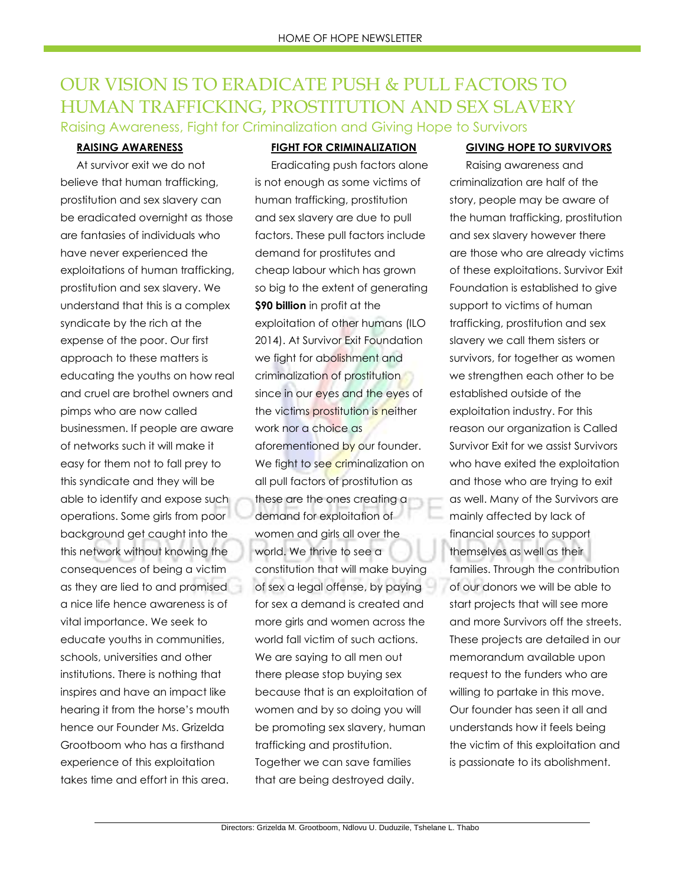# OUR VISION IS TO ERADICATE PUSH & PULL FACTORS TO HUMAN TRAFFICKING, PROSTITUTION AND SEX SLAVERY

## Raising Awareness, Fight for Criminalization and Giving Hope to Survivors

### RAISING AWARENESS

At survivor exit we do not believe that human trafficking, prostitution and sex slavery can be eradicated overnight as those are fantasies of individuals who have never experienced the exploitations of human trafficking, prostitution and sex slavery. We understand that this is a complex syndicate by the rich at the expense of the poor. Our first approach to these matters is educating the youths on how real and cruel are brothel owners and pimps who are now called businessmen. If people are aware of networks such it will make it easy for them not to fall prey to this syndicate and they will be able to identify and expose such operations. Some girls from poor background get caught into the this network without knowing the consequences of being a victim as they are lied to and promised a nice life hence awareness is of vital importance. We seek to educate youths in communities, schools, universities and other institutions. There is nothing that inspires and have an impact like hearing it from the horse's mouth hence our Founder Ms. Grizelda Grootboom who has a firsthand experience of this exploitation takes time and effort in this area.

### FIGHT FOR CRIMINALIZATION

Eradicating push factors alone is not enough as some victims of human trafficking, prostitution and sex slavery are due to pull factors. These pull factors include demand for prostitutes and cheap labour which has grown so big to the extent of generating **$90 billion** in profit at the exploitation of other humans (ILO 2014). At Survivor Exit Foundation we fight for abolishment and criminalization of prostitution since in our eyes and the eyes of the victims prostitution is neither work nor a choice as aforementioned by our founder. We fight to see criminalization on all pull factors of prostitution as these are the ones creating a demand for exploitation of women and girls all over the world. We thrive to see a constitution that will make buying of sex a legal offense, by paying for sex a demand is created and more girls and women across the world fall victim of such actions. We are saying to all men out there please stop buying sex because that is an exploitation of women and by so doing you will be promoting sex slavery, human trafficking and prostitution. Together we can save families that are being destroyed daily.

### GIVING HOPE TO SURVIVORS

Raising awareness and criminalization are half of the story, people may be aware of the human trafficking, prostitution and sex slavery however there are those who are already victims of these exploitations. Survivor Exit Foundation is established to give support to victims of human trafficking, prostitution and sex slavery we call them sisters or survivors, for together as women we strengthen each other to be established outside of the exploitation industry. For this reason our organization is Called Survivor Exit for we assist Survivors who have exited the exploitation and those who are trying to exit as well. Many of the Survivors are mainly affected by lack of financial sources to support themselves as well as their families. Through the contribution of our donors we will be able to start projects that will see more and more Survivors off the streets. These projects are detailed in our memorandum available upon request to the funders who are willing to partake in this move. Our founder has seen it all and understands how it feels being the victim of this exploitation and is passionate to its abolishment.

Directors: Grizelda M. Grootboom, Ndlovu U. Duduzile, Tshelane L. Thabo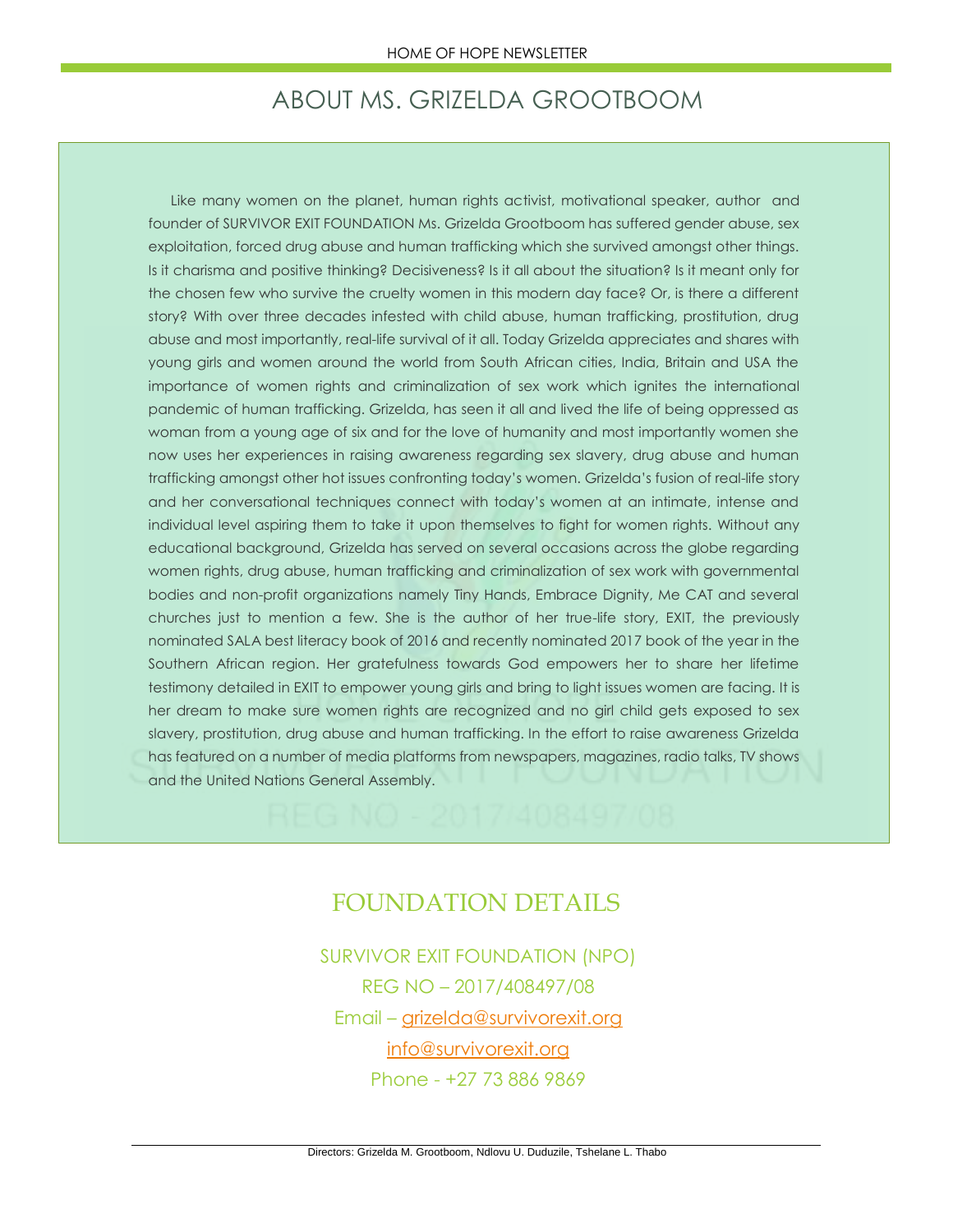# ABOUT MS. GRIZELDA GROOTBOOM

Like many women on the planet, human rights activist, motivational speaker, author and founder of SURVIVOR EXIT FOUNDATION Ms. Grizelda Grootboom has suffered gender abuse, sex exploitation, forced drug abuse and human trafficking which she survived amongst other things. Is it charisma and positive thinking? Decisiveness? Is it all about the situation? Is it meant only for the chosen few who survive the cruelty women in this modern day face? Or, is there a different story? With over three decades infested with child abuse, human trafficking, prostitution, drug abuse and most importantly, real-life survival of it all. Today Grizelda appreciates and shares with young girls and women around the world from South African cities, India, Britain and USA the importance of women rights and criminalization of sex work which ignites the international pandemic of human trafficking. Grizelda, has seen it all and lived the life of being oppressed as woman from a young age of six and for the love of humanity and most importantly women she now uses her experiences in raising awareness regarding sex slavery, drug abuse and human trafficking amongst other hot issues confronting today's women. Grizelda's fusion of real-life story and her conversational techniques connect with today's women at an intimate, intense and individual level aspiring them to take it upon themselves to fight for women rights. Without any educational background, Grizelda has served on several occasions across the globe regarding women rights, drug abuse, human trafficking and criminalization of sex work with governmental bodies and non-profit organizations namely Tiny Hands, Embrace Dignity, Me CAT and several churches just to mention a few. She is the author of her true-life story, EXIT, the previously nominated SALA best literacy book of 2016 and recently nominated 2017 book of the year in the Southern African region. Her gratefulness towards God empowers her to share her lifetime testimony detailed in EXIT to empower young girls and bring to light issues women are facing. It is her dream to make sure women rights are recognized and no girl child gets exposed to sex slavery, prostitution, drug abuse and human trafficking. In the effort to raise awareness Grizelda has featured on a number of media platforms from newspapers, magazines, radio talks, TV shows and the United Nations General Assembly.

## FOUNDATION DETAILS

SURVIVOR EXIT FOUNDATION (NPO)

REG NO – 2017/408497/08

Email – grizelda@survivorexit.org

info@survivorexit.org

Phone - +27 73 886 9869

Directors: Grizelda M. Grootboom, Ndlovu U. Duduzile, Tshelane L. Thabo